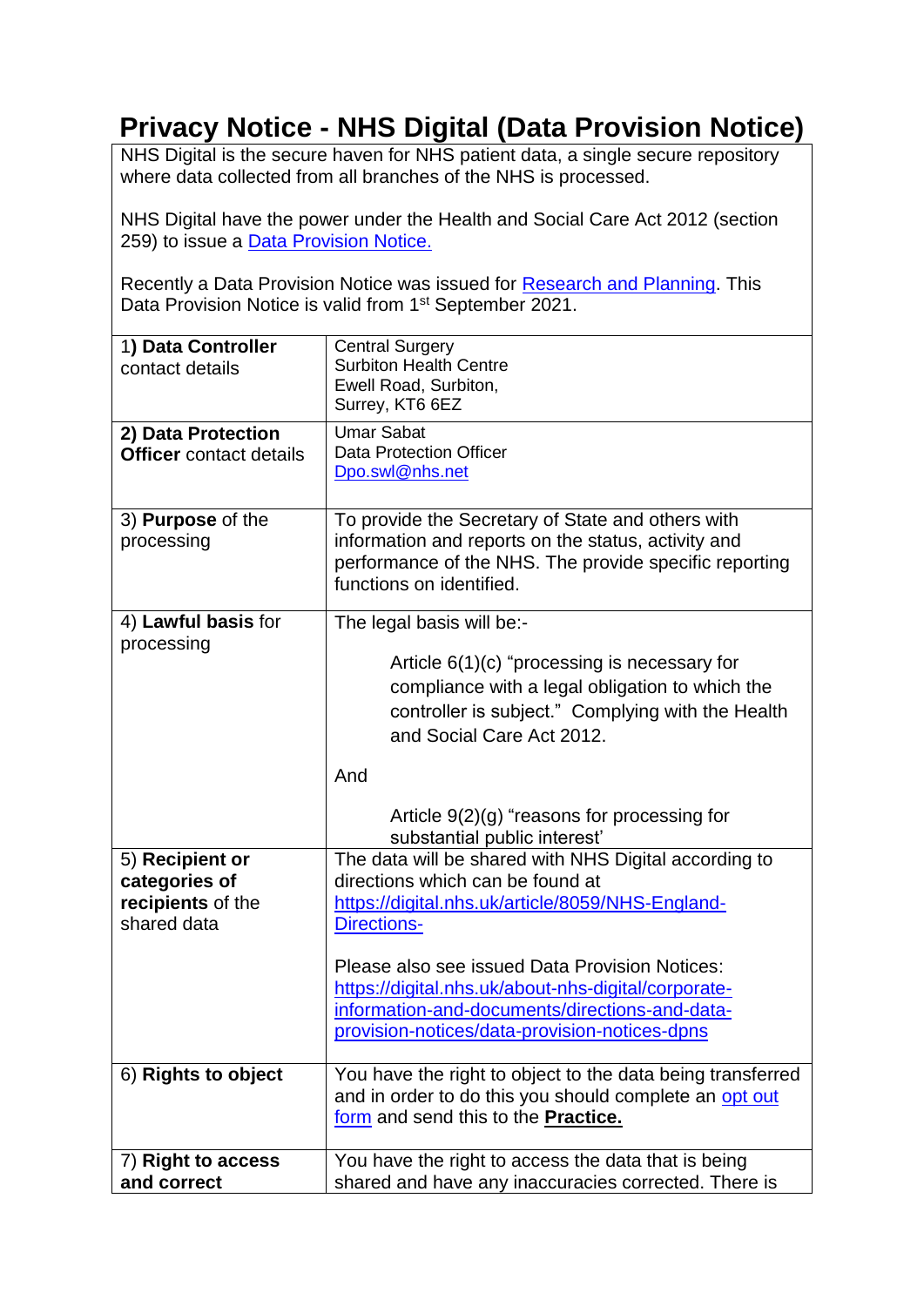# Privacy Notice - NHS Digital (Data Provision Notice)

NHS Digital is the secure haven for NHS patient data, a single secure repository where data collected from all branches of the NHS is processed.

NHS Digital have the power under the Health and Social Care Act 2012 (section 259) to issue a Data Provision Notice.

Recently a Data Provision Notice was issued for Research and Planning. This Data Provision Notice is valid from 1st September 2021.

| | |
|---|---|
| 1) **Data Controller** contact details | Central Surgery<br>Surbiton Health Centre<br>Ewell Road, Surbiton,<br>Surrey, KT6 6EZ |
| **2) Data Protection Officer** contact details | Umar Sabat<br>Data Protection Officer<br>Dpo.swl@nhs.net |
| 3) **Purpose** of the processing | To provide the Secretary of State and others with information and reports on the status, activity and performance of the NHS. The provide specific reporting functions on identified. |
| 4) **Lawful basis** for processing | The legal basis will be:-<br><br>Article 6(1)(c) "processing is necessary for compliance with a legal obligation to which the controller is subject." Complying with the Health and Social Care Act 2012.<br><br>And<br><br>Article 9(2)(g) "reasons for processing for substantial public interest' |
| 5) **Recipient or categories of recipients** of the shared data | The data will be shared with NHS Digital according to directions which can be found at https://digital.nhs.uk/article/8059/NHS-England-Directions-<br><br>Please also see issued Data Provision Notices: https://digital.nhs.uk/about-nhs-digital/corporate-information-and-documents/directions-and-data-provision-notices/data-provision-notices-dpns |
| 6) **Rights to object** | You have the right to object to the data being transferred and in order to do this you should complete an opt out form and send this to the **Practice.** |
| 7) **Right to access and correct** | You have the right to access the data that is being shared and have any inaccuracies corrected. There is |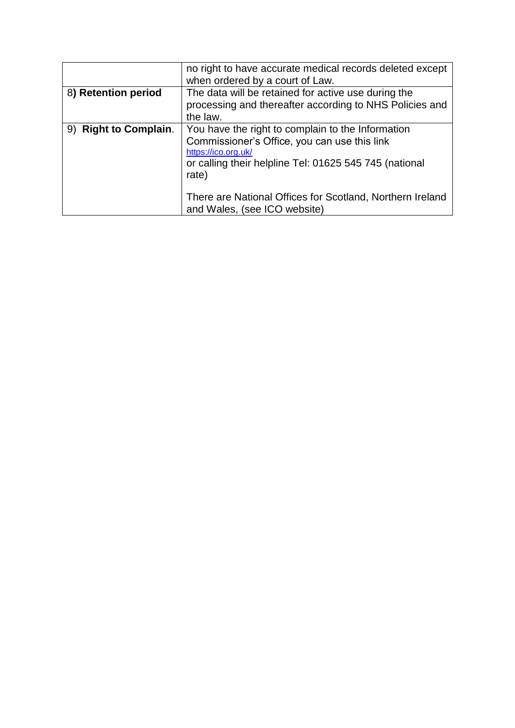| | |
|---|---|
| | no right to have accurate medical records deleted except when ordered by a court of Law. |
| 8**) Retention period** | The data will be retained for active use during the processing and thereafter according to NHS Policies and the law. |
| 9) **Right to Complain**. | You have the right to complain to the Information Commissioner's Office, you can use this link https://ico.org.uk/ or calling their helpline Tel: 01625 545 745 (national rate)<br><br>There are National Offices for Scotland, Northern Ireland and Wales, (see ICO website) |